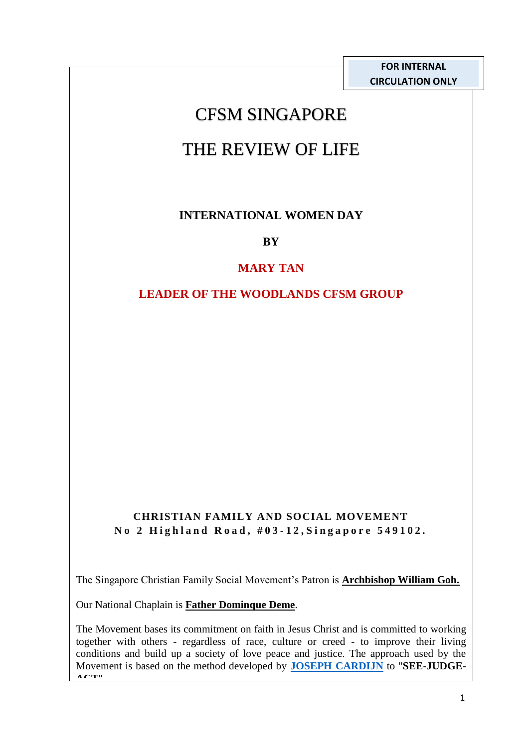**FOR INTERNAL CIRCULATION ONLY**

# CFSM SINGAPORE

# THE REVIEW OF LIFE

**INTERNATIONAL WOMEN DAY**

**BY**

**MARY TAN**

**LEADER OF THE WOODLANDS CFSM GROUP**

**CHRISTIAN FAMILY AND SOCIAL MOVEMENT**
**No 2 Highland Road, #03-12,Singapore 549102.**

The Singapore Christian Family Social Movement's Patron is **Archbishop William Goh.**

Our National Chaplain is **Father Dominque Deme**.

The Movement bases its commitment on faith in Jesus Christ and is committed to working together with others - regardless of race, culture or creed - to improve their living conditions and build up a society of love peace and justice. The approach used by the Movement is based on the method developed by **JOSEPH CARDIJN** to "**SEE-JUDGE-ACT**".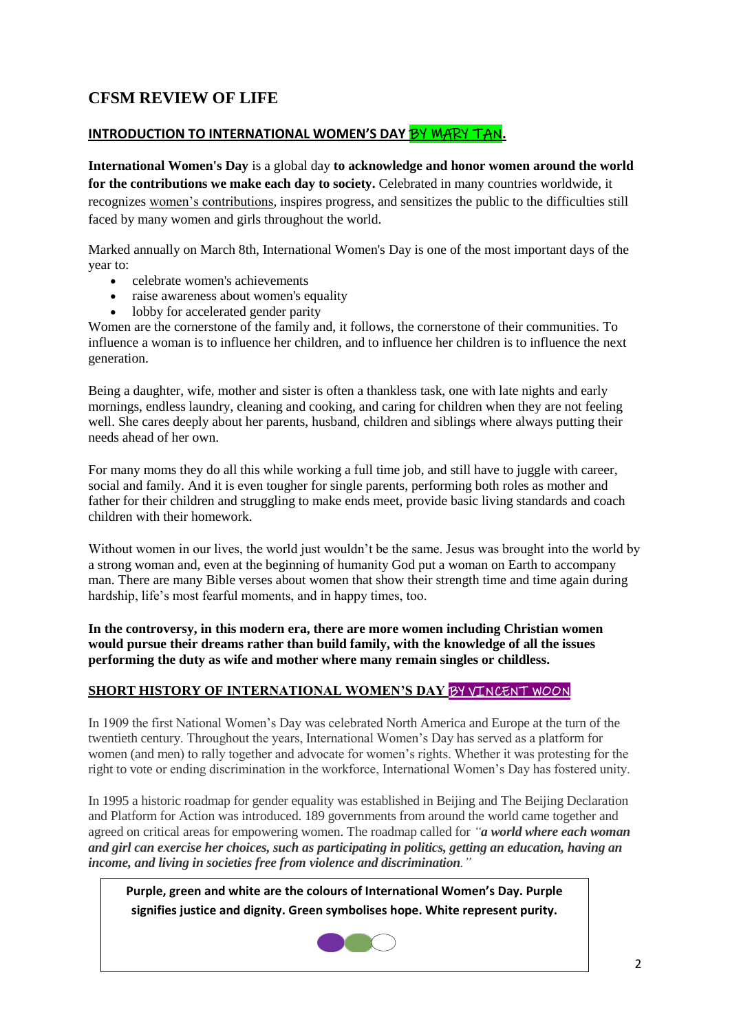# CFSM REVIEW OF LIFE

## INTRODUCTION TO INTERNATIONAL WOMEN'S DAY BY MARY TAN.

**International Women's Day** is a global day **to acknowledge and honor women around the world for the contributions we make each day to society.** Celebrated in many countries worldwide, it recognizes women's contributions, inspires progress, and sensitizes the public to the difficulties still faced by many women and girls throughout the world.

Marked annually on March 8th, International Women's Day is one of the most important days of the year to:

- celebrate women's achievements
- raise awareness about women's equality
- lobby for accelerated gender parity

Women are the cornerstone of the family and, it follows, the cornerstone of their communities. To influence a woman is to influence her children, and to influence her children is to influence the next generation.

Being a daughter, wife, mother and sister is often a thankless task, one with late nights and early mornings, endless laundry, cleaning and cooking, and caring for children when they are not feeling well. She cares deeply about her parents, husband, children and siblings where always putting their needs ahead of her own.

For many moms they do all this while working a full time job, and still have to juggle with career, social and family. And it is even tougher for single parents, performing both roles as mother and father for their children and struggling to make ends meet, provide basic living standards and coach children with their homework.

Without women in our lives, the world just wouldn't be the same. Jesus was brought into the world by a strong woman and, even at the beginning of humanity God put a woman on Earth to accompany man. There are many Bible verses about women that show their strength time and time again during hardship, life's most fearful moments, and in happy times, too.

**In the controversy, in this modern era, there are more women including Christian women would pursue their dreams rather than build family, with the knowledge of all the issues performing the duty as wife and mother where many remain singles or childless.**

## SHORT HISTORY OF INTERNATIONAL WOMEN'S DAY BY VINCENT WOON

In 1909 the first National Women's Day was celebrated North America and Europe at the turn of the twentieth century. Throughout the years, International Women's Day has served as a platform for women (and men) to rally together and advocate for women's rights. Whether it was protesting for the right to vote or ending discrimination in the workforce, International Women's Day has fostered unity.

In 1995 a historic roadmap for gender equality was established in Beijing and The Beijing Declaration and Platform for Action was introduced. 189 governments from around the world came together and agreed on critical areas for empowering women. The roadmap called for *"**a world where each woman and girl can exercise her choices, such as participating in politics, getting an education, having an income, and living in societies free from violence and discrimination**."*

**Purple, green and white are the colours of International Women's Day. Purple signifies justice and dignity. Green symbolises hope. White represent purity.**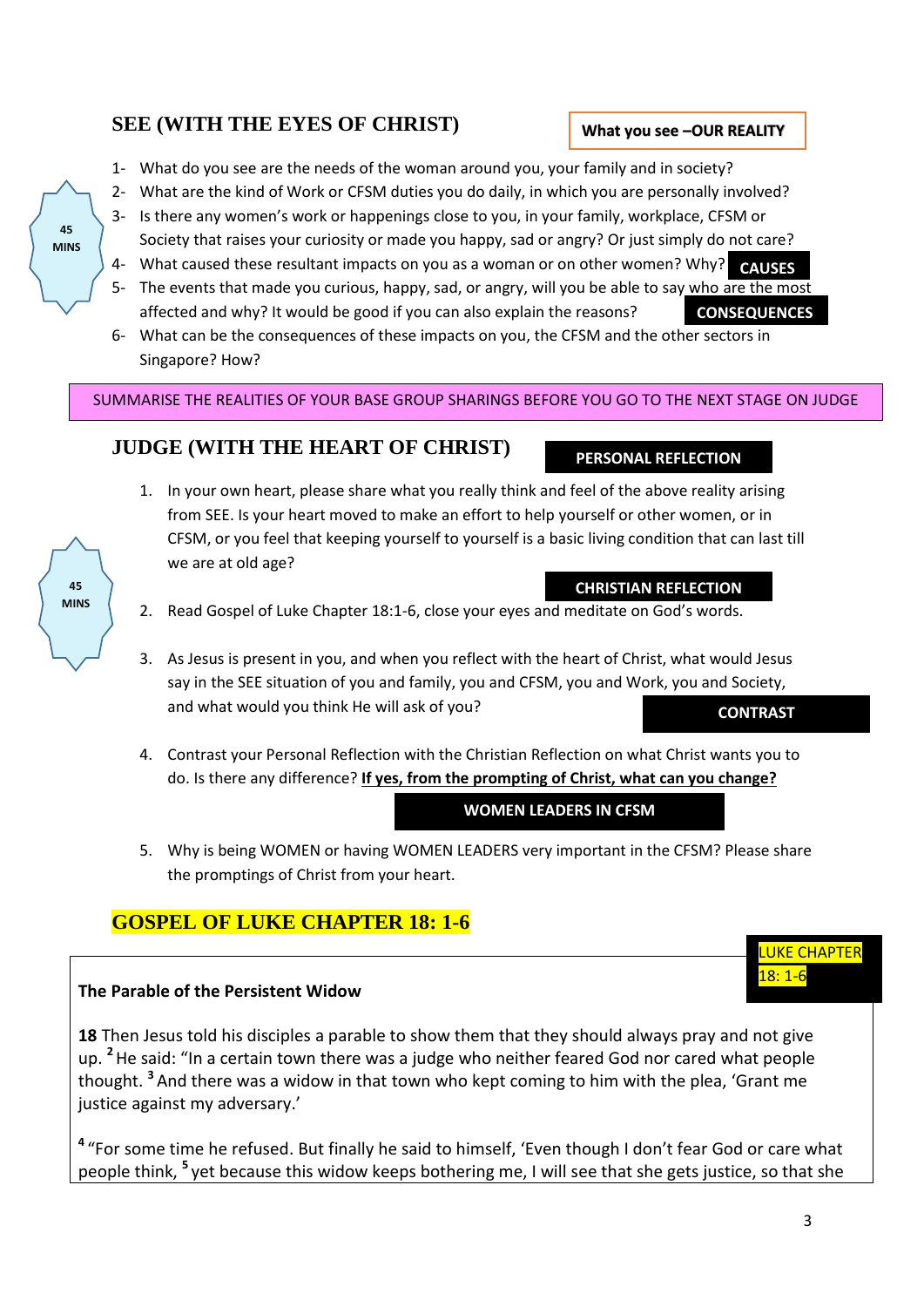## SEE (WITH THE EYES OF CHRIST)

**What you see –OUR REALITY**

45 MINS

1- What do you see are the needs of the woman around you, your family and in society?
2- What are the kind of Work or CFSM duties you do daily, in which you are personally involved?
3- Is there any women's work or happenings close to you, in your family, workplace, CFSM or Society that raises your curiosity or made you happy, sad or angry? Or just simply do not care?
4- What caused these resultant impacts on you as a woman or on other women? Why? **CAUSES**
5- The events that made you curious, happy, sad, or angry, will you be able to say who are the most affected and why? It would be good if you can also explain the reasons? **CONSEQUENCES**
6- What can be the consequences of these impacts on you, the CFSM and the other sectors in Singapore? How?

SUMMARISE THE REALITIES OF YOUR BASE GROUP SHARINGS BEFORE YOU GO TO THE NEXT STAGE ON JUDGE

## JUDGE (WITH THE HEART OF CHRIST)

**PERSONAL REFLECTION**

45 MINS

1. In your own heart, please share what you really think and feel of the above reality arising from SEE. Is your heart moved to make an effort to help yourself or other women, or in CFSM, or you feel that keeping yourself to yourself is a basic living condition that can last till we are at old age?

**CHRISTIAN REFLECTION**

2. Read Gospel of Luke Chapter 18:1-6, close your eyes and meditate on God's words.

3. As Jesus is present in you, and when you reflect with the heart of Christ, what would Jesus say in the SEE situation of you and family, you and CFSM, you and Work, you and Society, and what would you think He will ask of you?

**CONTRAST**

4. Contrast your Personal Reflection with the Christian Reflection on what Christ wants you to do. Is there any difference? **If yes, from the prompting of Christ, what can you change?**

**WOMEN LEADERS IN CFSM**

5. Why is being WOMEN or having WOMEN LEADERS very important in the CFSM? Please share the promptings of Christ from your heart.

## GOSPEL OF LUKE CHAPTER 18: 1-6

LUKE CHAPTER 18: 1-6

**The Parable of the Persistent Widow**

**18** Then Jesus told his disciples a parable to show them that they should always pray and not give up. [2] He said: "In a certain town there was a judge who neither feared God nor cared what people thought. [3] And there was a widow in that town who kept coming to him with the plea, 'Grant me justice against my adversary.'

[4] "For some time he refused. But finally he said to himself, 'Even though I don't fear God or care what people think, [5] yet because this widow keeps bothering me, I will see that she gets justice, so that she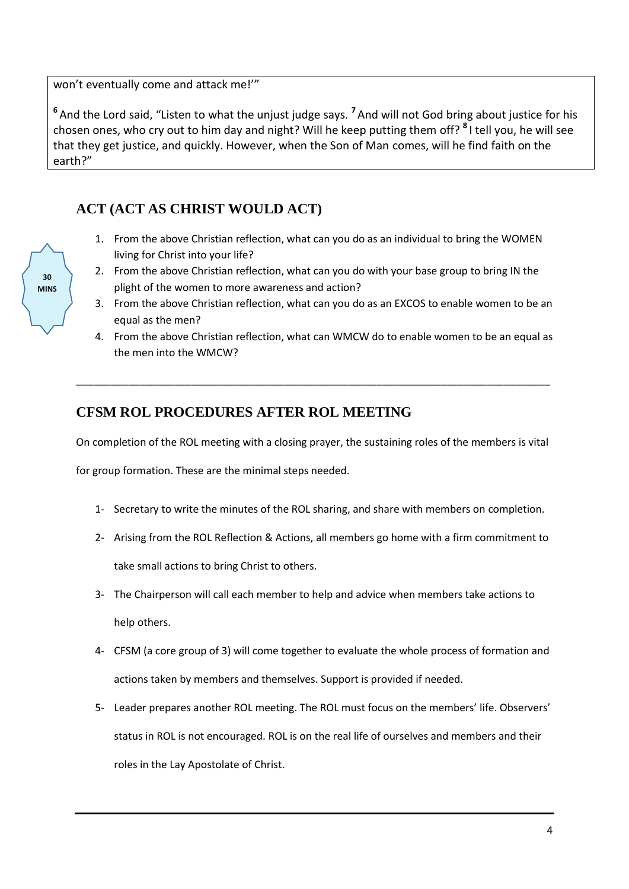won't eventually come and attack me!'"

[6] And the Lord said, "Listen to what the unjust judge says. [7] And will not God bring about justice for his chosen ones, who cry out to him day and night? Will he keep putting them off? [8] I tell you, he will see that they get justice, and quickly. However, when the Son of Man comes, will he find faith on the earth?"

## ACT (ACT AS CHRIST WOULD ACT)

30 MINS

1. From the above Christian reflection, what can you do as an individual to bring the WOMEN living for Christ into your life?
2. From the above Christian reflection, what can you do with your base group to bring IN the plight of the women to more awareness and action?
3. From the above Christian reflection, what can you do as an EXCOS to enable women to be an equal as the men?
4. From the above Christian reflection, what can WMCW do to enable women to be an equal as the men into the WMCW?

---

## CFSM ROL PROCEDURES AFTER ROL MEETING

On completion of the ROL meeting with a closing prayer, the sustaining roles of the members is vital for group formation. These are the minimal steps needed.

1- Secretary to write the minutes of the ROL sharing, and share with members on completion.

2- Arising from the ROL Reflection & Actions, all members go home with a firm commitment to take small actions to bring Christ to others.

3- The Chairperson will call each member to help and advice when members take actions to help others.

4- CFSM (a core group of 3) will come together to evaluate the whole process of formation and actions taken by members and themselves. Support is provided if needed.

5- Leader prepares another ROL meeting. The ROL must focus on the members' life. Observers' status in ROL is not encouraged. ROL is on the real life of ourselves and members and their roles in the Lay Apostolate of Christ.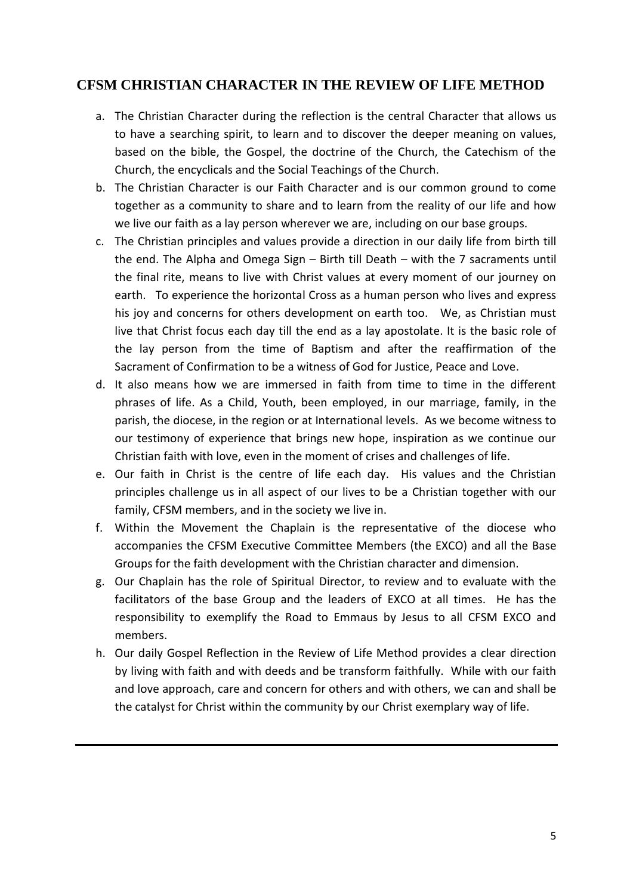## CFSM CHRISTIAN CHARACTER IN THE REVIEW OF LIFE METHOD

a. The Christian Character during the reflection is the central Character that allows us to have a searching spirit, to learn and to discover the deeper meaning on values, based on the bible, the Gospel, the doctrine of the Church, the Catechism of the Church, the encyclicals and the Social Teachings of the Church.
b. The Christian Character is our Faith Character and is our common ground to come together as a community to share and to learn from the reality of our life and how we live our faith as a lay person wherever we are, including on our base groups.
c. The Christian principles and values provide a direction in our daily life from birth till the end. The Alpha and Omega Sign – Birth till Death – with the 7 sacraments until the final rite, means to live with Christ values at every moment of our journey on earth. To experience the horizontal Cross as a human person who lives and express his joy and concerns for others development on earth too. We, as Christian must live that Christ focus each day till the end as a lay apostolate. It is the basic role of the lay person from the time of Baptism and after the reaffirmation of the Sacrament of Confirmation to be a witness of God for Justice, Peace and Love.
d. It also means how we are immersed in faith from time to time in the different phrases of life. As a Child, Youth, been employed, in our marriage, family, in the parish, the diocese, in the region or at International levels. As we become witness to our testimony of experience that brings new hope, inspiration as we continue our Christian faith with love, even in the moment of crises and challenges of life.
e. Our faith in Christ is the centre of life each day. His values and the Christian principles challenge us in all aspect of our lives to be a Christian together with our family, CFSM members, and in the society we live in.
f. Within the Movement the Chaplain is the representative of the diocese who accompanies the CFSM Executive Committee Members (the EXCO) and all the Base Groups for the faith development with the Christian character and dimension.
g. Our Chaplain has the role of Spiritual Director, to review and to evaluate with the facilitators of the base Group and the leaders of EXCO at all times. He has the responsibility to exemplify the Road to Emmaus by Jesus to all CFSM EXCO and members.
h. Our daily Gospel Reflection in the Review of Life Method provides a clear direction by living with faith and with deeds and be transform faithfully. While with our faith and love approach, care and concern for others and with others, we can and shall be the catalyst for Christ within the community by our Christ exemplary way of life.